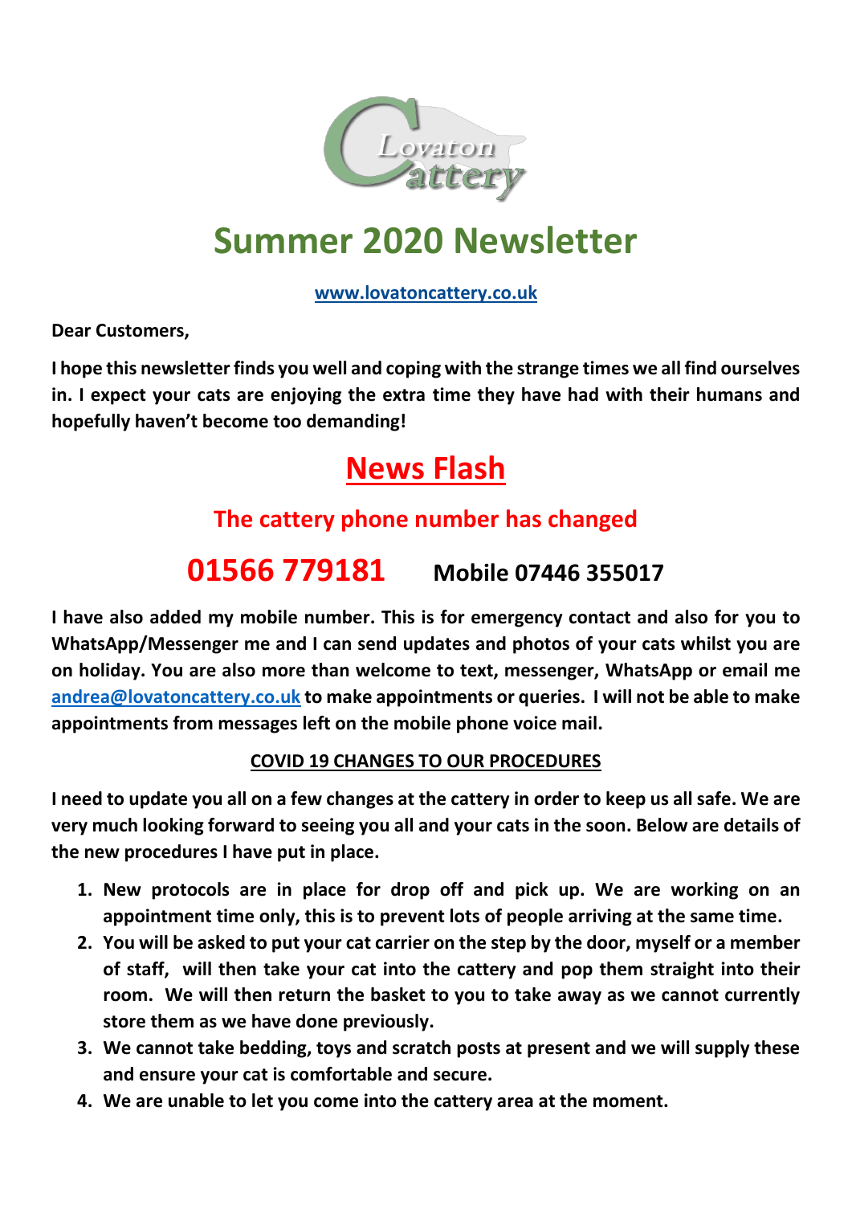# Summer 2020 Newsletter

[www.lovatoncattery.co.uk](http://www.lovatoncattery.co.uk)

**Dear Customers,**

**I hope this newsletter finds you well and coping with the strange times we all find ourselves in. I expect your cats are enjoying the extra time they have had with their humans and hopefully haven't become too demanding!**

## News Flash

### The cattery phone number has changed

## 01566 779181 **Mobile 07446 355017**

**I have also added my mobile number. This is for emergency contact and also for you to WhatsApp/Messenger me and I can send updates and photos of your cats whilst you are on holiday. You are also more than welcome to text, messenger, WhatsApp or email me [andrea@lovatoncattery.co.uk](mailto:andrea@lovatoncattery.co.uk) to make appointments or queries. I will not be able to make appointments from messages left on the mobile phone voice mail.**

**COVID 19 CHANGES TO OUR PROCEDURES**

**I need to update you all on a few changes at the cattery in order to keep us all safe. We are very much looking forward to seeing you all and your cats in the soon. Below are details of the new procedures I have put in place.**

1. **New protocols are in place for drop off and pick up. We are working on an appointment time only, this is to prevent lots of people arriving at the same time.**
2. **You will be asked to put your cat carrier on the step by the door, myself or a member of staff, will then take your cat into the cattery and pop them straight into their room. We will then return the basket to you to take away as we cannot currently store them as we have done previously.**
3. **We cannot take bedding, toys and scratch posts at present and we will supply these and ensure your cat is comfortable and secure.**
4. **We are unable to let you come into the cattery area at the moment.**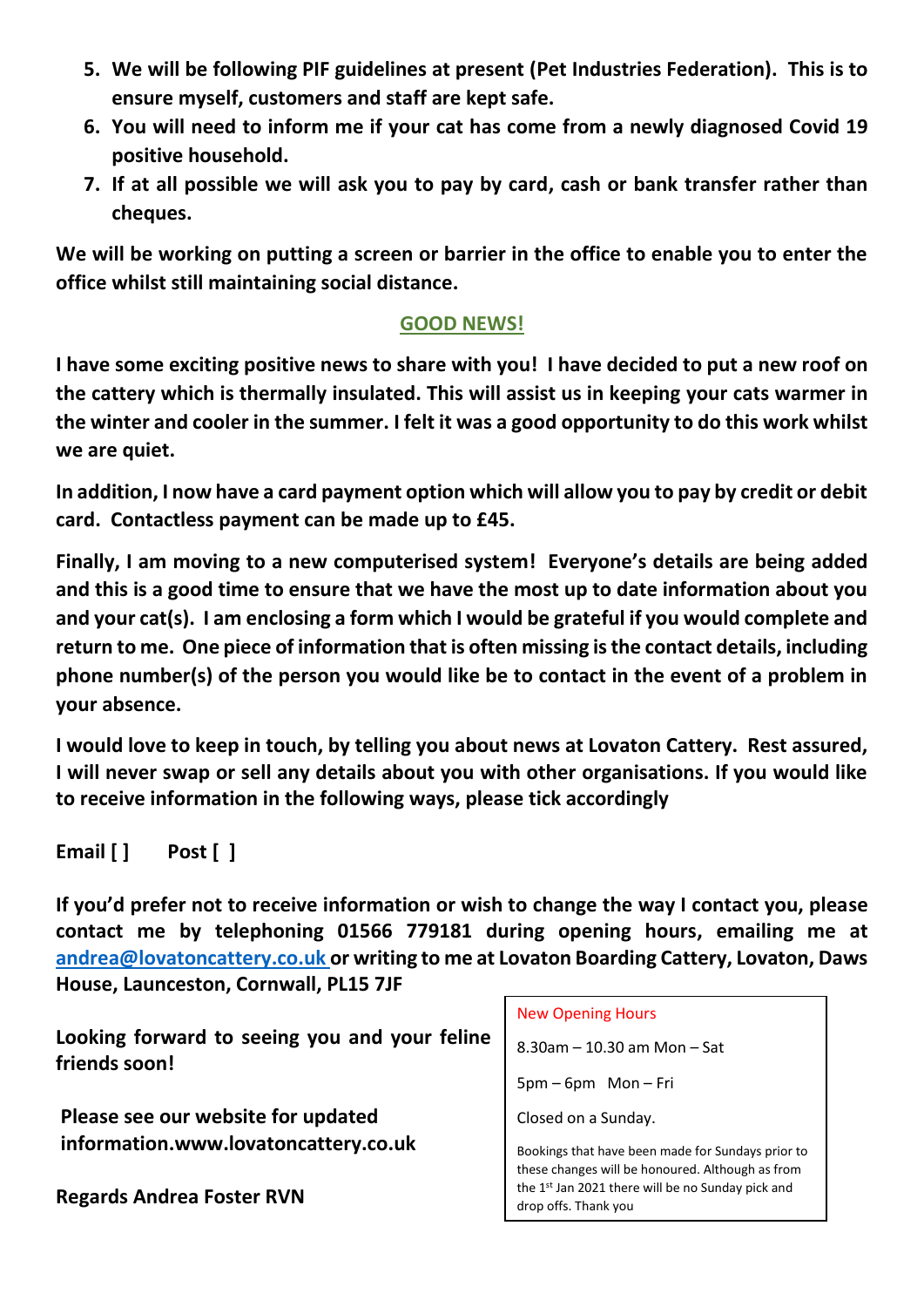5. **We will be following PIF guidelines at present (Pet Industries Federation). This is to ensure myself, customers and staff are kept safe.**
6. **You will need to inform me if your cat has come from a newly diagnosed Covid 19 positive household.**
7. **If at all possible we will ask you to pay by card, cash or bank transfer rather than cheques.**

**We will be working on putting a screen or barrier in the office to enable you to enter the office whilst still maintaining social distance.**

## GOOD NEWS!

**I have some exciting positive news to share with you! I have decided to put a new roof on the cattery which is thermally insulated. This will assist us in keeping your cats warmer in the winter and cooler in the summer. I felt it was a good opportunity to do this work whilst we are quiet.**

**In addition, I now have a card payment option which will allow you to pay by credit or debit card. Contactless payment can be made up to £45.**

**Finally, I am moving to a new computerised system! Everyone's details are being added and this is a good time to ensure that we have the most up to date information about you and your cat(s). I am enclosing a form which I would be grateful if you would complete and return to me. One piece of information that is often missing is the contact details, including phone number(s) of the person you would like be to contact in the event of a problem in your absence.**

**I would love to keep in touch, by telling you about news at Lovaton Cattery. Rest assured, I will never swap or sell any details about you with other organisations. If you would like to receive information in the following ways, please tick accordingly**

**Email [ ]   Post [ ]**

**If you'd prefer not to receive information or wish to change the way I contact you, please contact me by telephoning 01566 779181 during opening hours, emailing me at andrea@lovatoncattery.co.uk or writing to me at Lovaton Boarding Cattery, Lovaton, Daws House, Launceston, Cornwall, PL15 7JF**

**Looking forward to seeing you and your feline friends soon!**

**Please see our website for updated information.www.lovatoncattery.co.uk**

**Regards Andrea Foster RVN**

New Opening Hours

8.30am – 10.30 am Mon – Sat

5pm – 6pm Mon – Fri

Closed on a Sunday.

Bookings that have been made for Sundays prior to these changes will be honoured. Although as from the 1st Jan 2021 there will be no Sunday pick and drop offs. Thank you